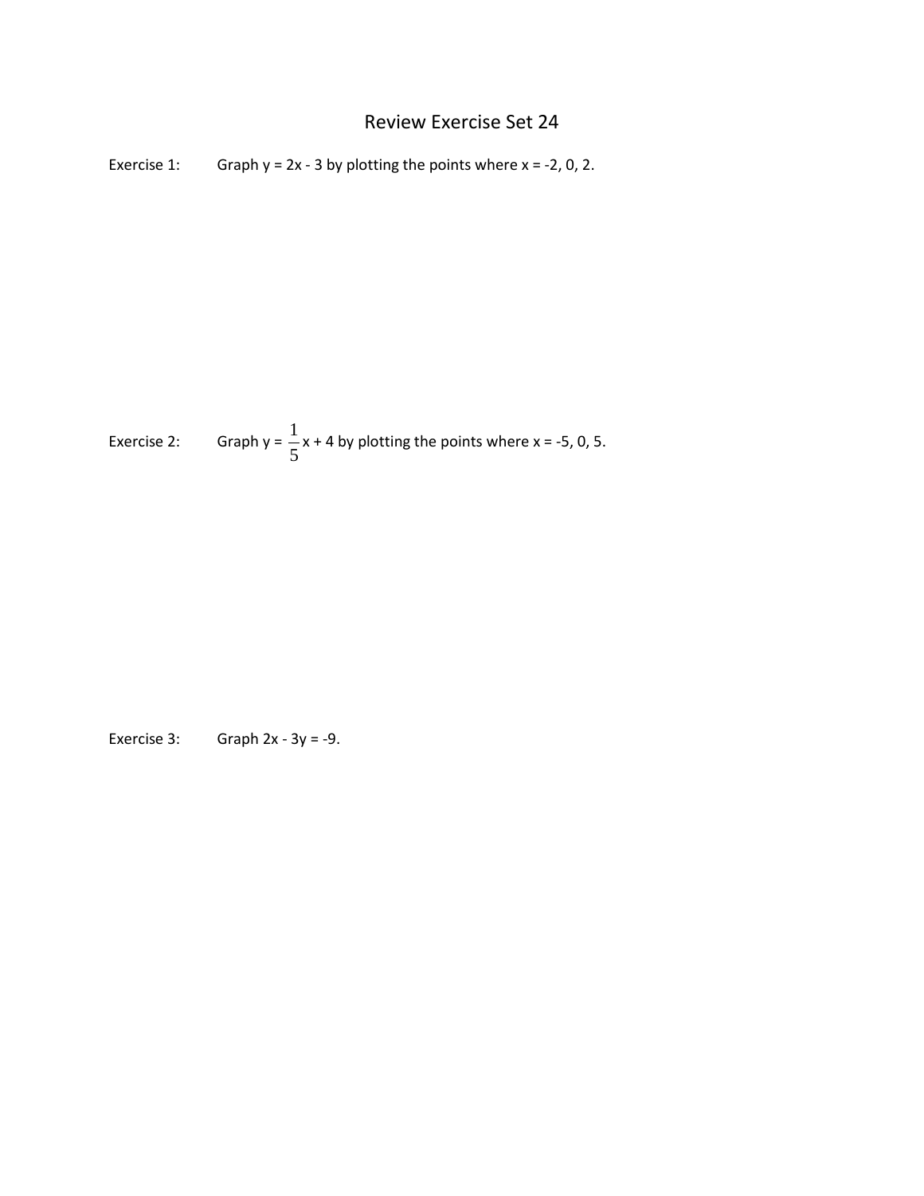# Review Exercise Set 24

Exercise 1: Graph $y = 2x - 3$ by plotting the points where $x = -2, 0, 2$.

Exercise 2: Graph $y = \frac{1}{5}x + 4$ by plotting the points where $x = -5, 0, 5$.

Exercise 3: Graph $2x - 3y = -9$.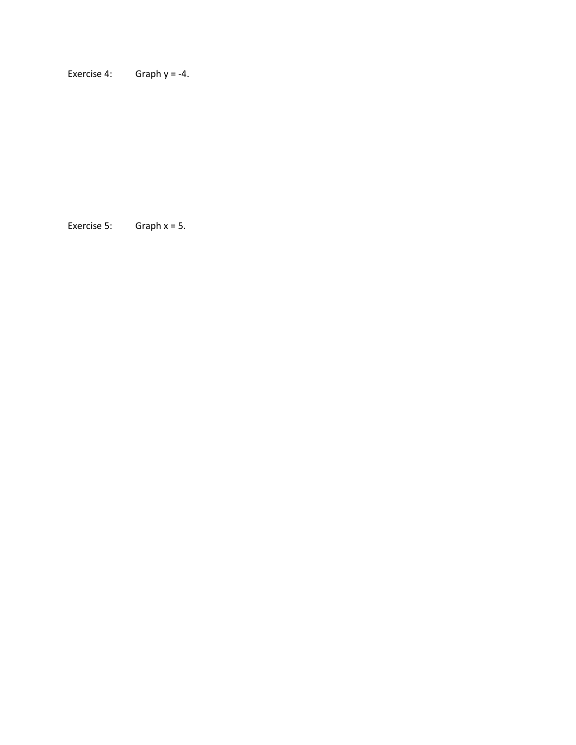Exercise 4: Graph $y = -4$.

Exercise 5: Graph $x = 5$.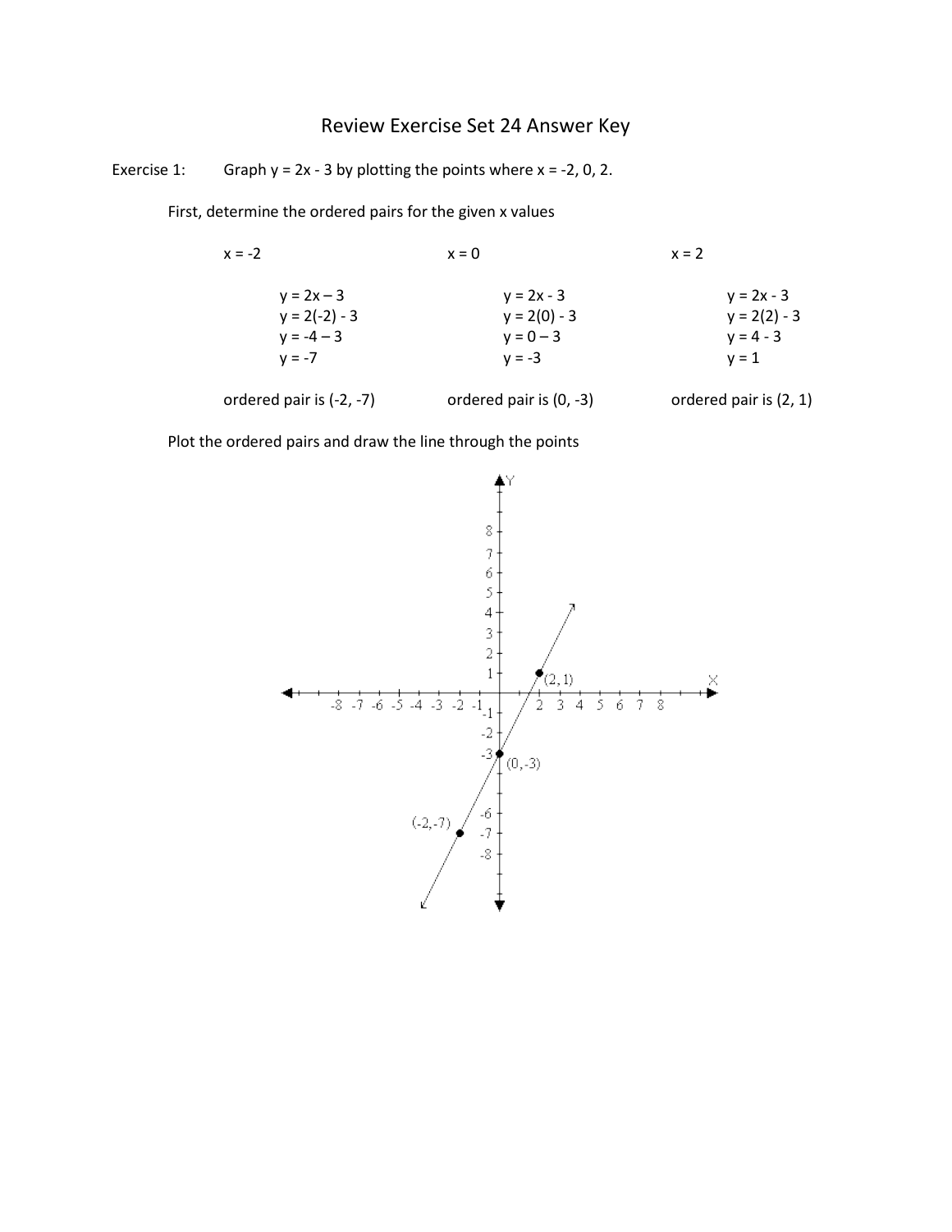# Review Exercise Set 24 Answer Key

Exercise 1: Graph $y = 2x - 3$ by plotting the points where $x = -2, 0, 2$.

First, determine the ordered pairs for the given x values

| $x = -2$ | $x = 0$ | $x = 2$ |
|---|---|---|
| $y = 2x - 3$ | $y = 2x - 3$ | $y = 2x - 3$ |
| $y = 2(-2) - 3$ | $y = 2(0) - 3$ | $y = 2(2) - 3$ |
| $y = -4 - 3$ | $y = 0 - 3$ | $y = 4 - 3$ |
| $y = -7$ | $y = -3$ | $y = 1$ |
| ordered pair is $(-2, -7)$ | ordered pair is $(0, -3)$ | ordered pair is $(2, 1)$ |

Plot the ordered pairs and draw the line through the points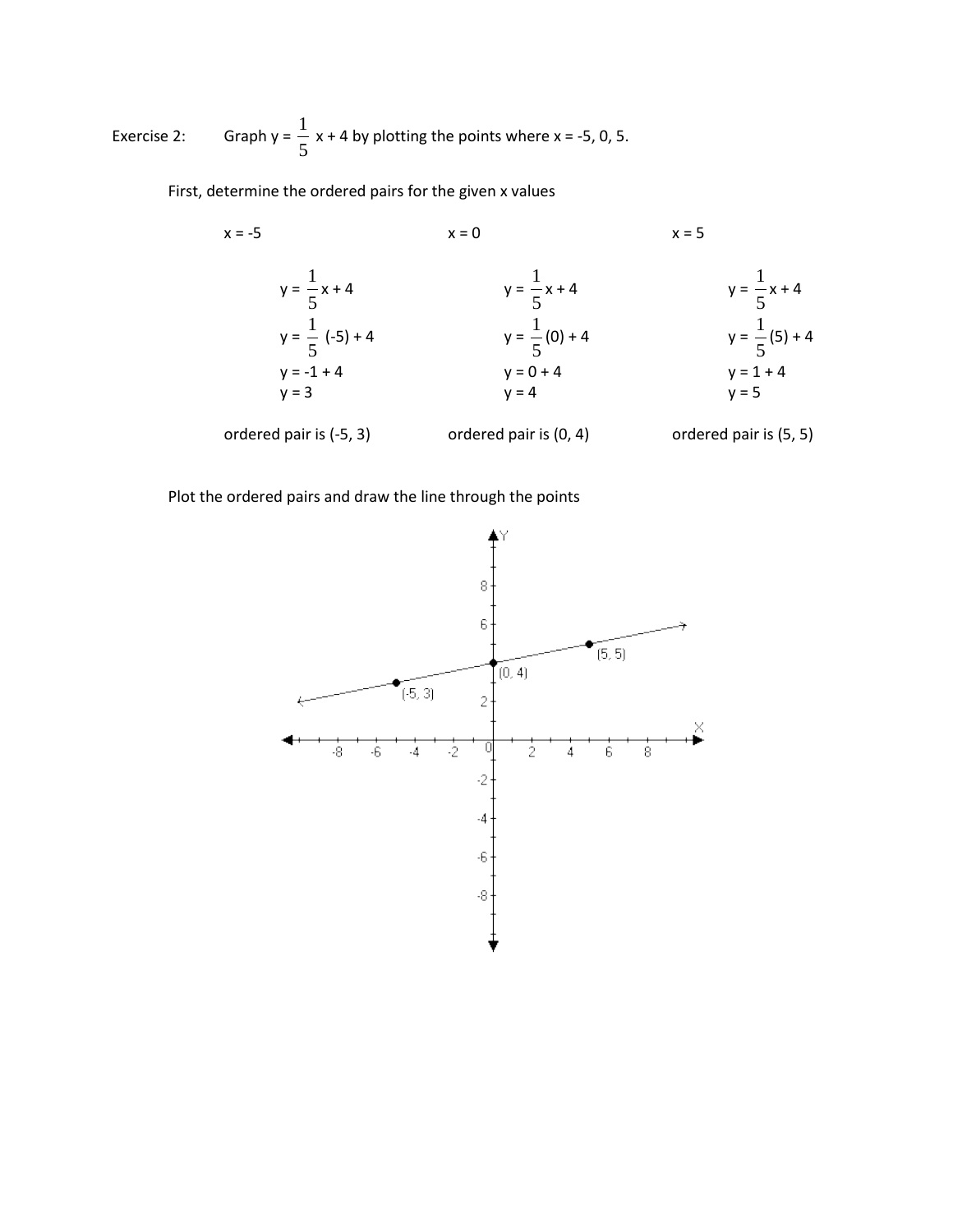Exercise 2: Graph $y = \frac{1}{5}x + 4$ by plotting the points where x = -5, 0, 5.

First, determine the ordered pairs for the given x values

x = -5

$$y = \frac{1}{5}x + 4$$
$$y = \frac{1}{5}(-5) + 4$$
$$y = -1 + 4$$
$$y = 3$$

ordered pair is (-5, 3)

x = 0

$$y = \frac{1}{5}x + 4$$
$$y = \frac{1}{5}(0) + 4$$
$$y = 0 + 4$$
$$y = 4$$

ordered pair is (0, 4)

x = 5

$$y = \frac{1}{5}x + 4$$
$$y = \frac{1}{5}(5) + 4$$
$$y = 1 + 4$$
$$y = 5$$

ordered pair is (5, 5)

Plot the ordered pairs and draw the line through the points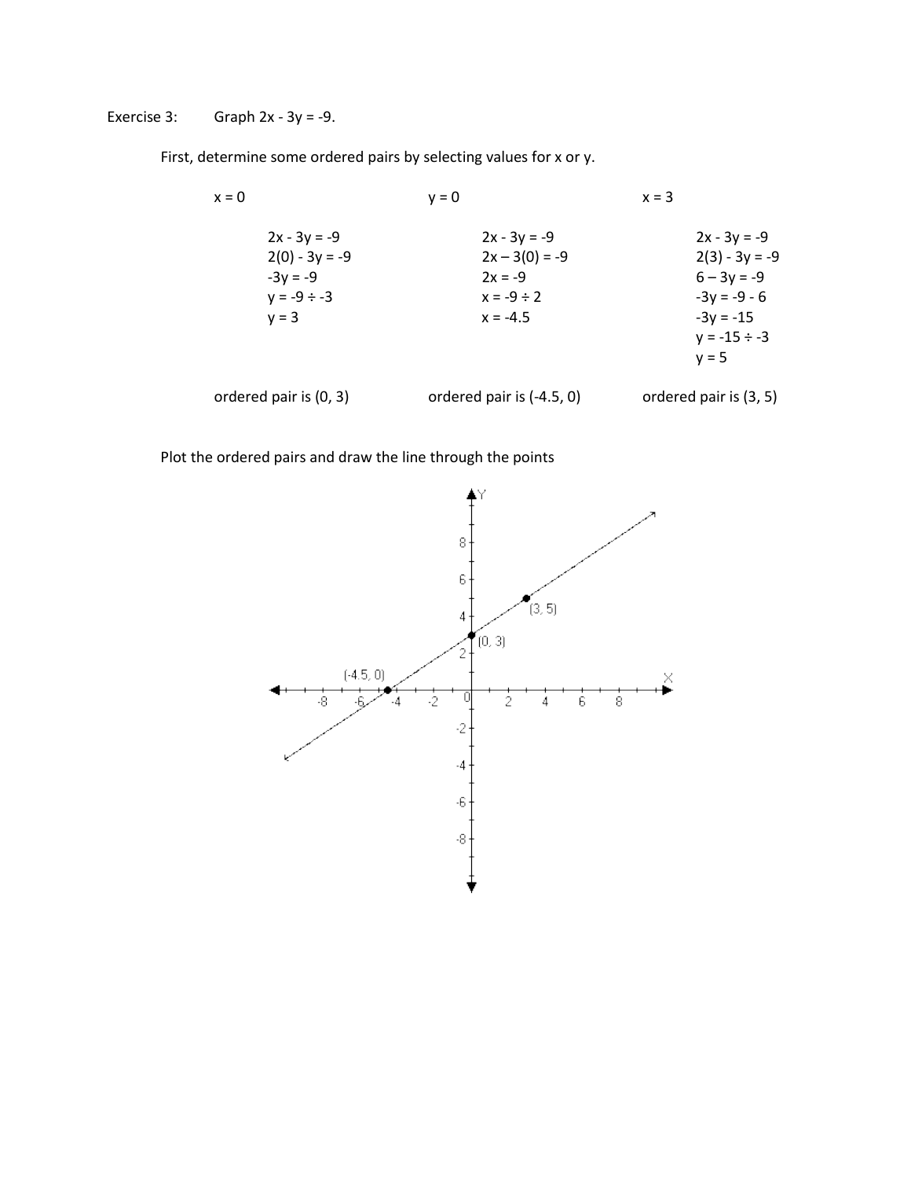Exercise 3: Graph $2x - 3y = -9$.

First, determine some ordered pairs by selecting values for x or y.

| $x = 0$ | $y = 0$ | $x = 3$ |
|---|---|---|
| $2x - 3y = -9$ | $2x - 3y = -9$ | $2x - 3y = -9$ |
| $2(0) - 3y = -9$ | $2x - 3(0) = -9$ | $2(3) - 3y = -9$ |
| $-3y = -9$ | $2x = -9$ | $6 - 3y = -9$ |
| $y = -9 \div -3$ | $x = -9 \div 2$ | $-3y = -9 - 6$ |
| $y = 3$ | $x = -4.5$ | $-3y = -15$ |
| | | $y = -15 \div -3$ |
| | | $y = 5$ |
| ordered pair is (0, 3) | ordered pair is (-4.5, 0) | ordered pair is (3, 5) |

Plot the ordered pairs and draw the line through the points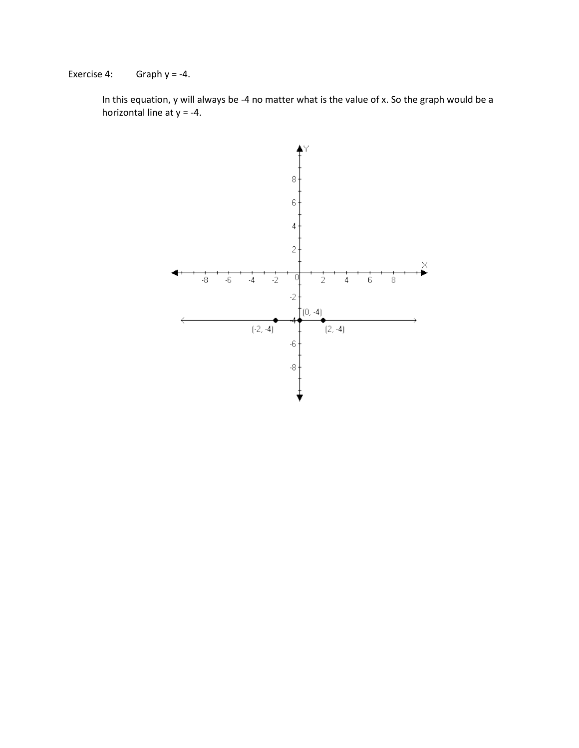Exercise 4: Graph $y = -4$.

In this equation, y will always be -4 no matter what is the value of x. So the graph would be a horizontal line at $y = -4$.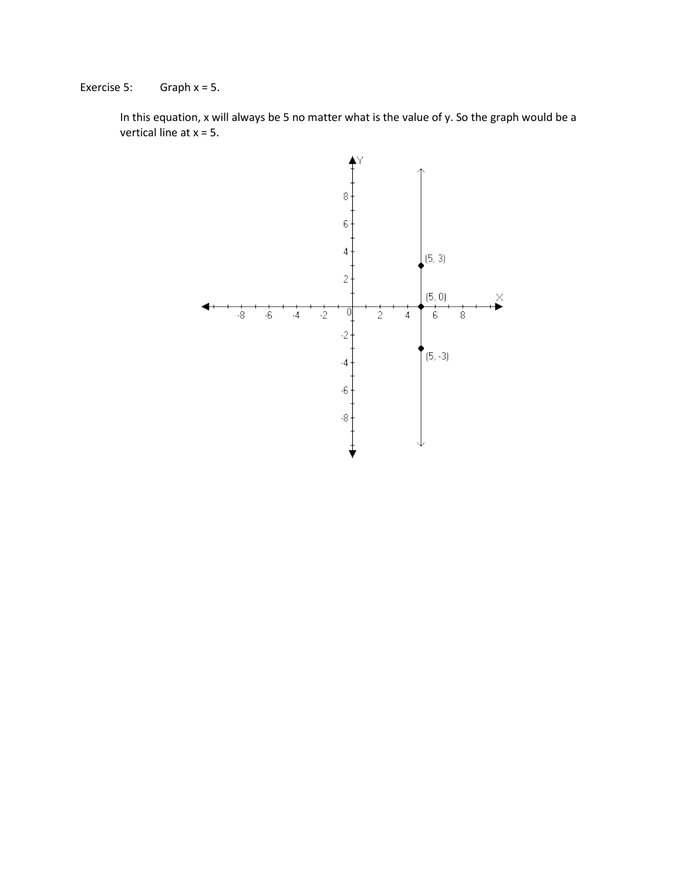Exercise 5: Graph $x = 5$.

In this equation, x will always be 5 no matter what is the value of y. So the graph would be a vertical line at $x = 5$.

Y

X

8
6
4
2
-2
-4
-6
-8

-8 -6 -4 -2 0 2 4 6 8

(5, 3)

(5, 0)

(5, -3)